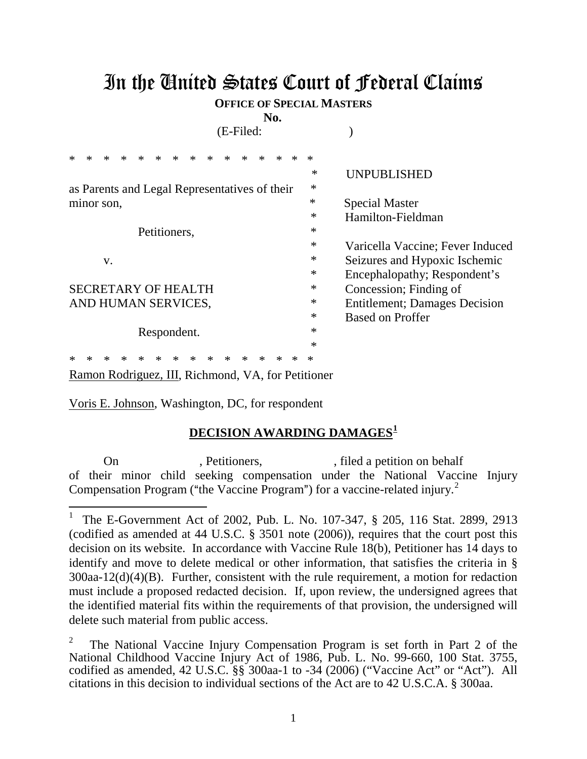# In the United States Court of Federal Claims

**OFFICE OF SPECIAL MASTERS**

**No.**

(E-Filed: )

| | | |
|---|---|---|
| as Parents and Legal Representatives of their minor son, | * | UNPUBLISHED |
| | * | Special Master Hamilton-Fieldman |
| Petitioners, | * | |
| v. | * | Varicella Vaccine; Fever Induced Seizures and Hypoxic Ischemic Encephalopathy; Respondent's Concession; Finding of Entitlement; Damages Decision Based on Proffer |
| SECRETARY OF HEALTH AND HUMAN SERVICES, | * | |
| Respondent. | * | |

Ramon Rodriguez, III, Richmond, VA, for Petitioner

Voris E. Johnson, Washington, DC, for respondent

## DECISION AWARDING DAMAGES[1]

On , Petitioners, , filed a petition on behalf of their minor child seeking compensation under the National Vaccine Injury Compensation Program ("the Vaccine Program") for a vaccine-related injury.[2]

---

[1] The E-Government Act of 2002, Pub. L. No. 107-347, § 205, 116 Stat. 2899, 2913 (codified as amended at 44 U.S.C. § 3501 note (2006)), requires that the court post this decision on its website. In accordance with Vaccine Rule 18(b), Petitioner has 14 days to identify and move to delete medical or other information, that satisfies the criteria in § 300aa-12(d)(4)(B). Further, consistent with the rule requirement, a motion for redaction must include a proposed redacted decision. If, upon review, the undersigned agrees that the identified material fits within the requirements of that provision, the undersigned will delete such material from public access.

[2] The National Vaccine Injury Compensation Program is set forth in Part 2 of the National Childhood Vaccine Injury Act of 1986, Pub. L. No. 99-660, 100 Stat. 3755, codified as amended, 42 U.S.C. §§ 300aa-1 to -34 (2006) ("Vaccine Act" or "Act"). All citations in this decision to individual sections of the Act are to 42 U.S.C.A. § 300aa.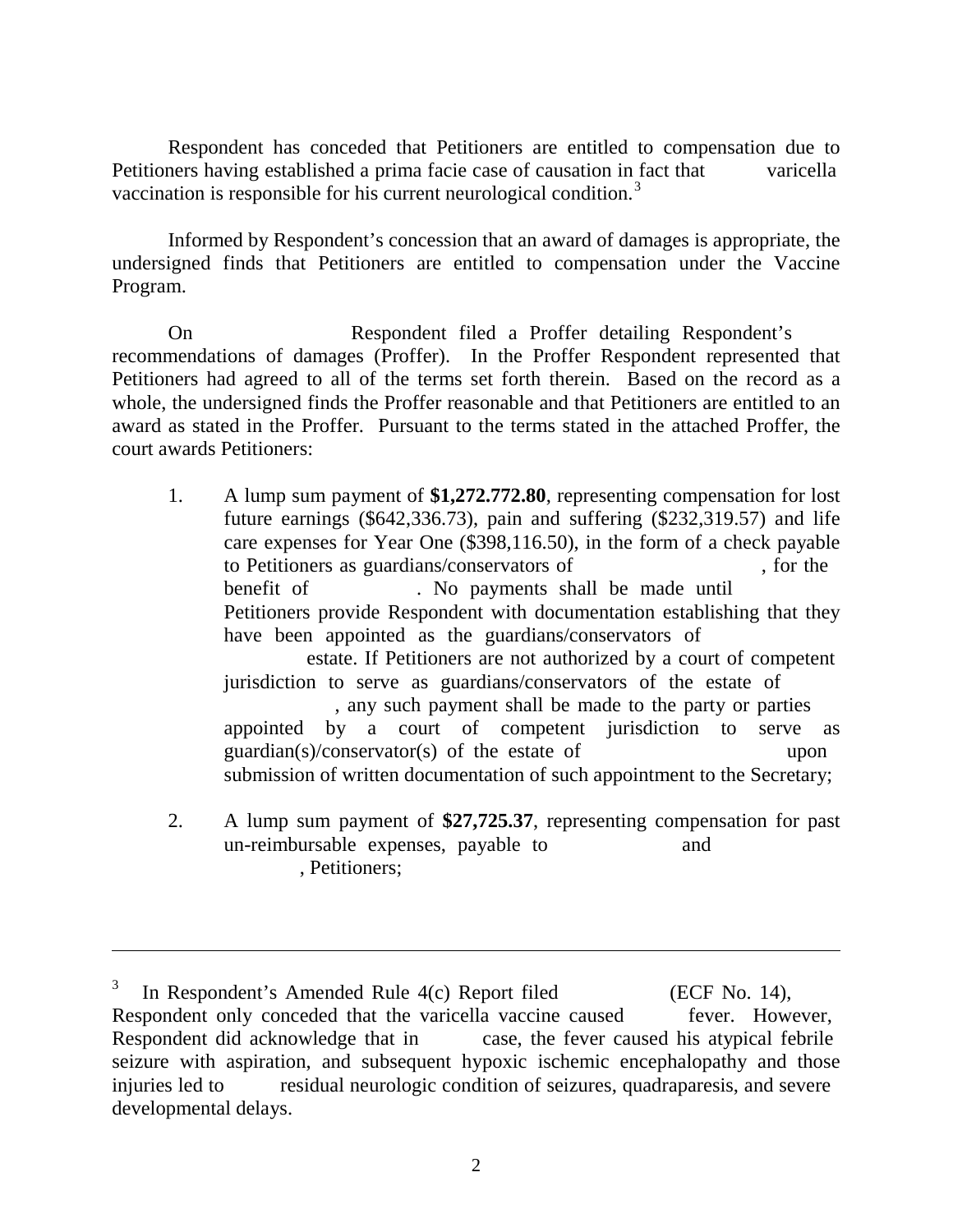Respondent has conceded that Petitioners are entitled to compensation due to Petitioners having established a prima facie case of causation in fact that varicella vaccination is responsible for his current neurological condition.[3]

Informed by Respondent's concession that an award of damages is appropriate, the undersigned finds that Petitioners are entitled to compensation under the Vaccine Program.

On Respondent filed a Proffer detailing Respondent's recommendations of damages (Proffer). In the Proffer Respondent represented that Petitioners had agreed to all of the terms set forth therein. Based on the record as a whole, the undersigned finds the Proffer reasonable and that Petitioners are entitled to an award as stated in the Proffer. Pursuant to the terms stated in the attached Proffer, the court awards Petitioners:

1. A lump sum payment of **$1,272.772.80**, representing compensation for lost future earnings ($642,336.73), pain and suffering ($232,319.57) and life care expenses for Year One ($398,116.50), in the form of a check payable to Petitioners as guardians/conservators of , for the benefit of . No payments shall be made until Petitioners provide Respondent with documentation establishing that they have been appointed as the guardians/conservators of estate. If Petitioners are not authorized by a court of competent jurisdiction to serve as guardians/conservators of the estate of , any such payment shall be made to the party or parties appointed by a court of competent jurisdiction to serve as guardian(s)/conservator(s) of the estate of upon submission of written documentation of such appointment to the Secretary;

2. A lump sum payment of **$27,725.37**, representing compensation for past un-reimbursable expenses, payable to and , Petitioners;

---

[3] In Respondent's Amended Rule 4(c) Report filed (ECF No. 14), Respondent only conceded that the varicella vaccine caused fever. However, Respondent did acknowledge that in case, the fever caused his atypical febrile seizure with aspiration, and subsequent hypoxic ischemic encephalopathy and those injuries led to residual neurologic condition of seizures, quadraparesis, and severe developmental delays.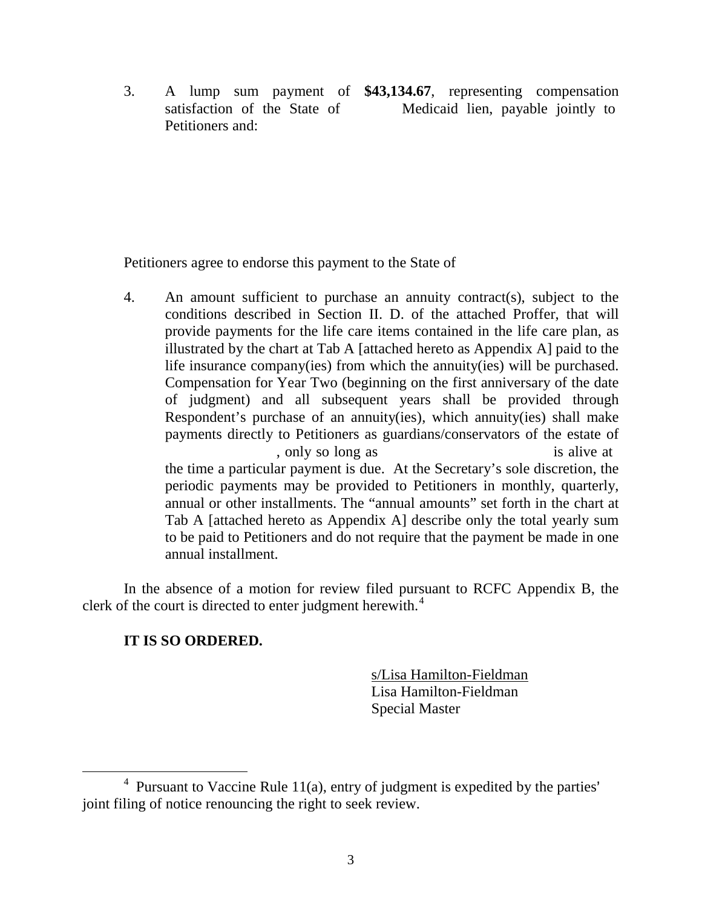3. A lump sum payment of **$43,134.67**, representing compensation satisfaction of the State of Medicaid lien, payable jointly to Petitioners and:

Petitioners agree to endorse this payment to the State of

4. An amount sufficient to purchase an annuity contract(s), subject to the conditions described in Section II. D. of the attached Proffer, that will provide payments for the life care items contained in the life care plan, as illustrated by the chart at Tab A [attached hereto as Appendix A] paid to the life insurance company(ies) from which the annuity(ies) will be purchased. Compensation for Year Two (beginning on the first anniversary of the date of judgment) and all subsequent years shall be provided through Respondent's purchase of an annuity(ies), which annuity(ies) shall make payments directly to Petitioners as guardians/conservators of the estate of , only so long as is alive at the time a particular payment is due. At the Secretary's sole discretion, the periodic payments may be provided to Petitioners in monthly, quarterly, annual or other installments. The "annual amounts" set forth in the chart at Tab A [attached hereto as Appendix A] describe only the total yearly sum to be paid to Petitioners and do not require that the payment be made in one annual installment.

In the absence of a motion for review filed pursuant to RCFC Appendix B, the clerk of the court is directed to enter judgment herewith.[4]

**IT IS SO ORDERED.**

s/Lisa Hamilton-Fieldman
Lisa Hamilton-Fieldman
Special Master

[4] Pursuant to Vaccine Rule 11(a), entry of judgment is expedited by the parties' joint filing of notice renouncing the right to seek review.